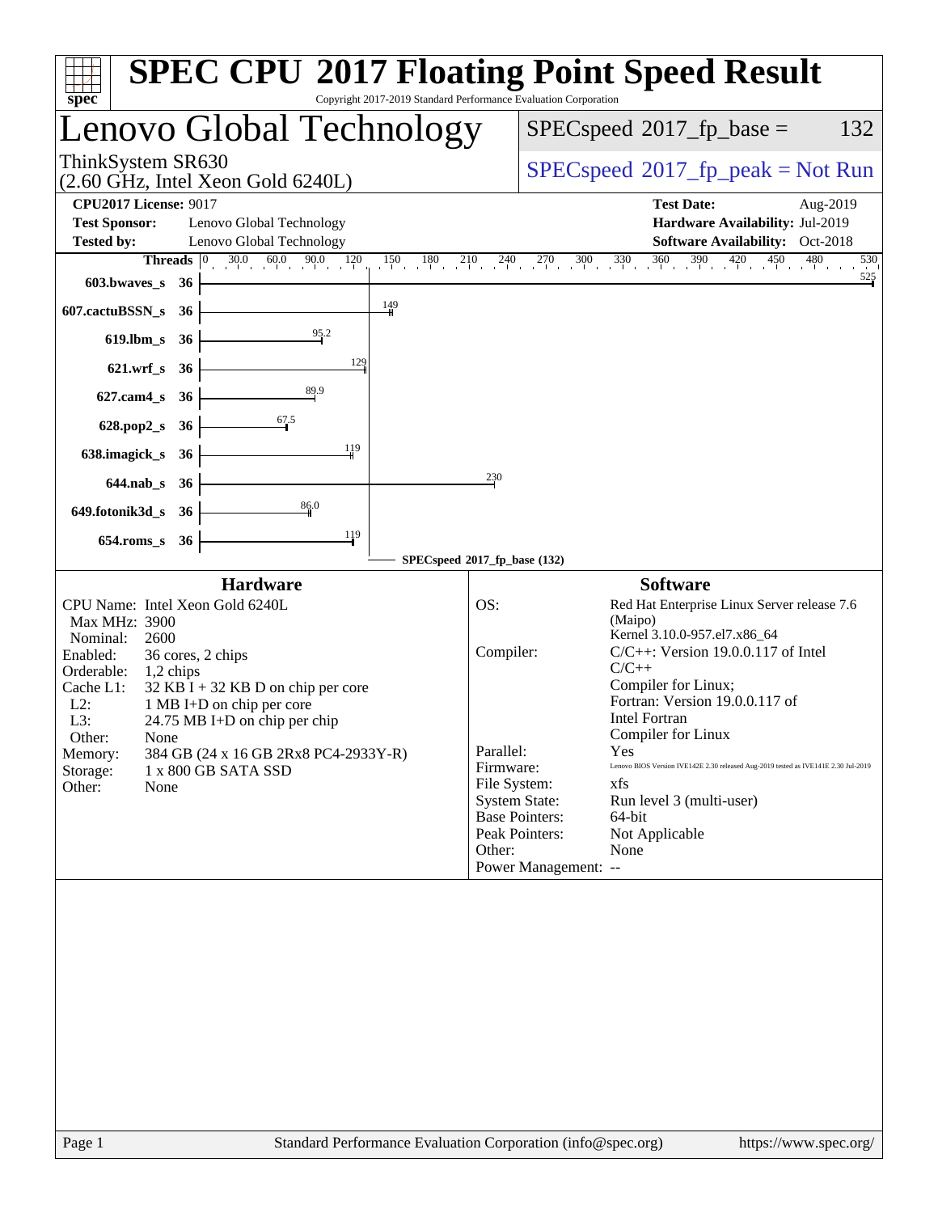# SPEC CPU 2017 Floating Point Speed Result

Copyright 2017-2019 Standard Performance Evaluation Corporation

## Lenovo Global Technology

ThinkSystem SR630
(2.60 GHz, Intel Xeon Gold 6240L)

SPECspeed 2017_fp_base = 132

SPECspeed 2017_fp_peak = Not Run

**CPU2017 License:** 9017
**Test Sponsor:** Lenovo Global Technology
**Tested by:** Lenovo Global Technology
**Test Date:** Aug-2019
**Hardware Availability:** Jul-2019
**Software Availability:** Oct-2018

| Benchmark | Threads | Base |
|---|---|---|
| 603.bwaves_s | 36 | 525 |
| 607.cactuBSSN_s | 36 | 149 |
| 619.lbm_s | 36 | 95.2 |
| 621.wrf_s | 36 | 129 |
| 627.cam4_s | 36 | 89.9 |
| 628.pop2_s | 36 | 67.5 |
| 638.imagick_s | 36 | 119 |
| 644.nab_s | 36 | 230 |
| 649.fotonik3d_s | 36 | 86.0 |
| 654.roms_s | 36 | 119 |

SPECspeed 2017_fp_base (132)

### Hardware

| | |
|---|---|
| CPU Name: | Intel Xeon Gold 6240L |
| Max MHz: | 3900 |
| Nominal: | 2600 |
| Enabled: | 36 cores, 2 chips |
| Orderable: | 1,2 chips |
| Cache L1: | 32 KB I + 32 KB D on chip per core |
| L2: | 1 MB I+D on chip per core |
| L3: | 24.75 MB I+D on chip per chip |
| Other: | None |
| Memory: | 384 GB (24 x 16 GB 2Rx8 PC4-2933Y-R) |
| Storage: | 1 x 800 GB SATA SSD |
| Other: | None |

### Software

| | |
|---|---|
| OS: | Red Hat Enterprise Linux Server release 7.6 (Maipo) Kernel 3.10.0-957.el7.x86_64 |
| Compiler: | C/C++: Version 19.0.0.117 of Intel C/C++ Compiler for Linux; Fortran: Version 19.0.0.117 of Intel Fortran Compiler for Linux |
| Parallel: | Yes |
| Firmware: | Lenovo BIOS Version IVE142E 2.30 released Aug-2019 tested as IVE141E 2.30 Jul-2019 |
| File System: | xfs |
| System State: | Run level 3 (multi-user) |
| Base Pointers: | 64-bit |
| Peak Pointers: | Not Applicable |
| Other: | None |
| Power Management: | -- |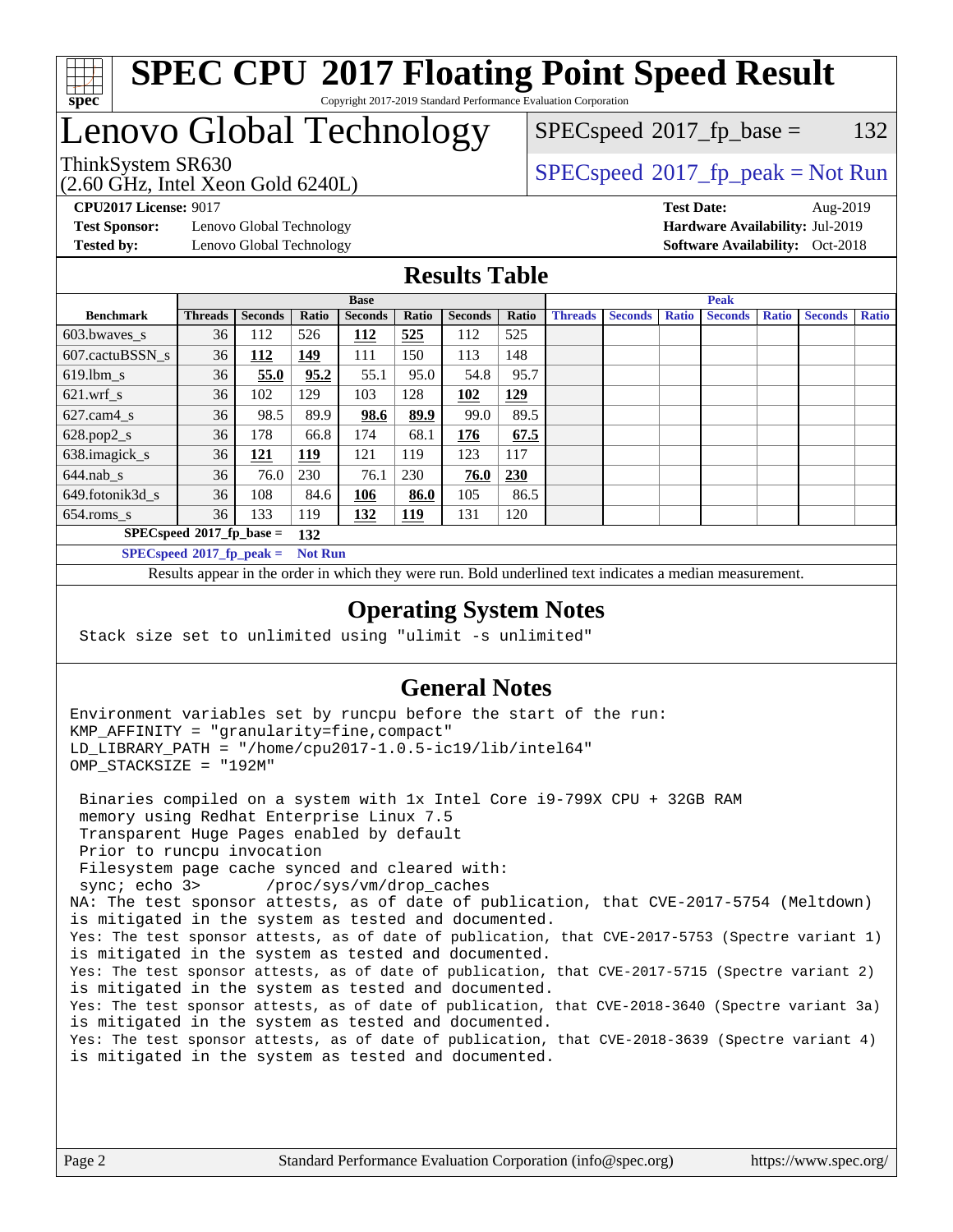# SPEC CPU 2017 Floating Point Speed Result

Copyright 2017-2019 Standard Performance Evaluation Corporation

# Lenovo Global Technology

ThinkSystem SR630
(2.60 GHz, Intel Xeon Gold 6240L)

SPECspeed 2017_fp_base = 132

SPECspeed 2017_fp_peak = Not Run

**CPU2017 License:** 9017
**Test Sponsor:** Lenovo Global Technology
**Tested by:** Lenovo Global Technology

**Test Date:** Aug-2019
**Hardware Availability:** Jul-2019
**Software Availability:** Oct-2018

## Results Table

| Benchmark | Base | | | | | | | Peak | | | | | | |
|---|---|---|---|---|---|---|---|---|---|---|---|---|---|---|
| | Threads | Seconds | Ratio | Seconds | Ratio | Seconds | Ratio | Threads | Seconds | Ratio | Seconds | Ratio | Seconds | Ratio |
| 603.bwaves_s | 36 | 112 | 526 | **112** | **525** | 112 | 525 | | | | | | | |
| 607.cactuBSSN_s | 36 | **112** | **149** | 111 | 150 | 113 | 148 | | | | | | | |
| 619.lbm_s | 36 | **55.0** | **95.2** | 55.1 | 95.0 | 54.8 | 95.7 | | | | | | | |
| 621.wrf_s | 36 | 102 | 129 | 103 | 128 | **102** | **129** | | | | | | | |
| 627.cam4_s | 36 | 98.5 | 89.9 | **98.6** | **89.9** | 99.0 | 89.5 | | | | | | | |
| 628.pop2_s | 36 | 178 | 66.8 | 174 | 68.1 | **176** | **67.5** | | | | | | | |
| 638.imagick_s | 36 | **121** | **119** | 121 | 119 | 123 | 117 | | | | | | | |
| 644.nab_s | 36 | 76.0 | 230 | 76.1 | 230 | **76.0** | **230** | | | | | | | |
| 649.fotonik3d_s | 36 | 108 | 84.6 | **106** | **86.0** | 105 | 86.5 | | | | | | | |
| 654.roms_s | 36 | 133 | 119 | **132** | **119** | 131 | 120 | | | | | | | |

**SPECspeed 2017_fp_base =** **132**

**SPECspeed 2017_fp_peak =** **Not Run**

Results appear in the order in which they were run. Bold underlined text indicates a median measurement.

## Operating System Notes

```
Stack size set to unlimited using "ulimit -s unlimited"
```

## General Notes

```
Environment variables set by runcpu before the start of the run:
KMP_AFFINITY = "granularity=fine,compact"
LD_LIBRARY_PATH = "/home/cpu2017-1.0.5-ic19/lib/intel64"
OMP_STACKSIZE = "192M"

 Binaries compiled on a system with 1x Intel Core i9-799X CPU + 32GB RAM
 memory using Redhat Enterprise Linux 7.5
 Transparent Huge Pages enabled by default
 Prior to runcpu invocation
 Filesystem page cache synced and cleared with:
 sync; echo 3>       /proc/sys/vm/drop_caches
NA: The test sponsor attests, as of date of publication, that CVE-2017-5754 (Meltdown)
is mitigated in the system as tested and documented.
Yes: The test sponsor attests, as of date of publication, that CVE-2017-5753 (Spectre variant 1)
is mitigated in the system as tested and documented.
Yes: The test sponsor attests, as of date of publication, that CVE-2017-5715 (Spectre variant 2)
is mitigated in the system as tested and documented.
Yes: The test sponsor attests, as of date of publication, that CVE-2018-3640 (Spectre variant 3a)
is mitigated in the system as tested and documented.
Yes: The test sponsor attests, as of date of publication, that CVE-2018-3639 (Spectre variant 4)
is mitigated in the system as tested and documented.
```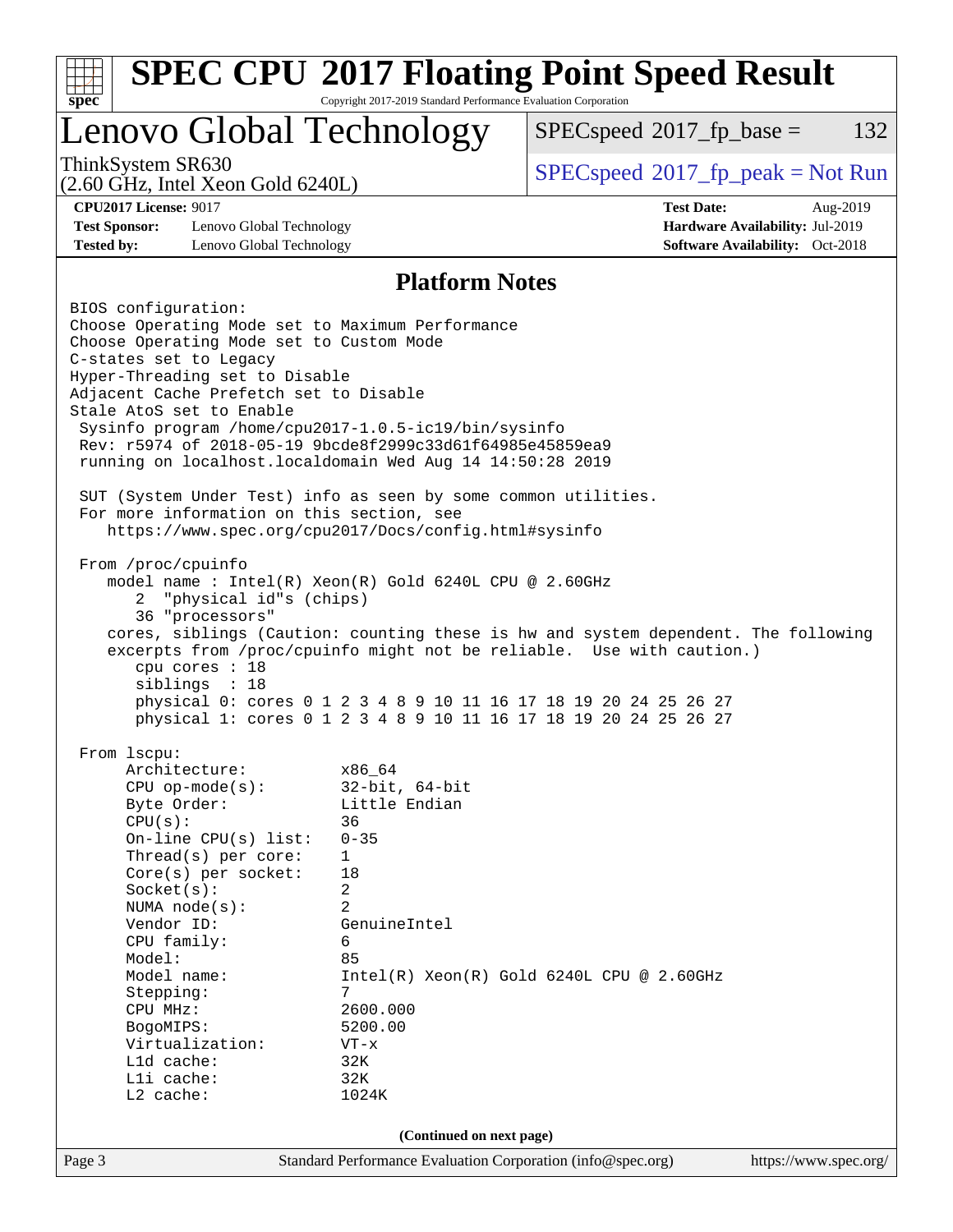# SPEC CPU 2017 Floating Point Speed Result

Copyright 2017-2019 Standard Performance Evaluation Corporation

## Lenovo Global Technology

ThinkSystem SR630
(2.60 GHz, Intel Xeon Gold 6240L)

SPECspeed 2017_fp_base = 132

SPECspeed 2017_fp_peak = Not Run

**CPU2017 License:** 9017
**Test Sponsor:** Lenovo Global Technology
**Tested by:** Lenovo Global Technology

**Test Date:** Aug-2019
**Hardware Availability:** Jul-2019
**Software Availability:** Oct-2018

## Platform Notes

```
BIOS configuration:
Choose Operating Mode set to Maximum Performance
Choose Operating Mode set to Custom Mode
C-states set to Legacy
Hyper-Threading set to Disable
Adjacent Cache Prefetch set to Disable
Stale AtoS set to Enable
 Sysinfo program /home/cpu2017-1.0.5-ic19/bin/sysinfo
 Rev: r5974 of 2018-05-19 9bcde8f2999c33d61f64985e45859ea9
 running on localhost.localdomain Wed Aug 14 14:50:28 2019

 SUT (System Under Test) info as seen by some common utilities.
 For more information on this section, see
    https://www.spec.org/cpu2017/Docs/config.html#sysinfo

 From /proc/cpuinfo
    model name : Intel(R) Xeon(R) Gold 6240L CPU @ 2.60GHz
       2  "physical id"s (chips)
       36 "processors"
    cores, siblings (Caution: counting these is hw and system dependent. The following
    excerpts from /proc/cpuinfo might not be reliable.  Use with caution.)
       cpu cores : 18
       siblings  : 18
       physical 0: cores 0 1 2 3 4 8 9 10 11 16 17 18 19 20 24 25 26 27
       physical 1: cores 0 1 2 3 4 8 9 10 11 16 17 18 19 20 24 25 26 27

 From lscpu:
      Architecture:          x86_64
      CPU op-mode(s):        32-bit, 64-bit
      Byte Order:            Little Endian
      CPU(s):                36
      On-line CPU(s) list:   0-35
      Thread(s) per core:    1
      Core(s) per socket:    18
      Socket(s):             2
      NUMA node(s):          2
      Vendor ID:             GenuineIntel
      CPU family:            6
      Model:                 85
      Model name:            Intel(R) Xeon(R) Gold 6240L CPU @ 2.60GHz
      Stepping:              7
      CPU MHz:               2600.000
      BogoMIPS:              5200.00
      Virtualization:        VT-x
      L1d cache:             32K
      L1i cache:             32K
      L2 cache:              1024K
```

**(Continued on next page)**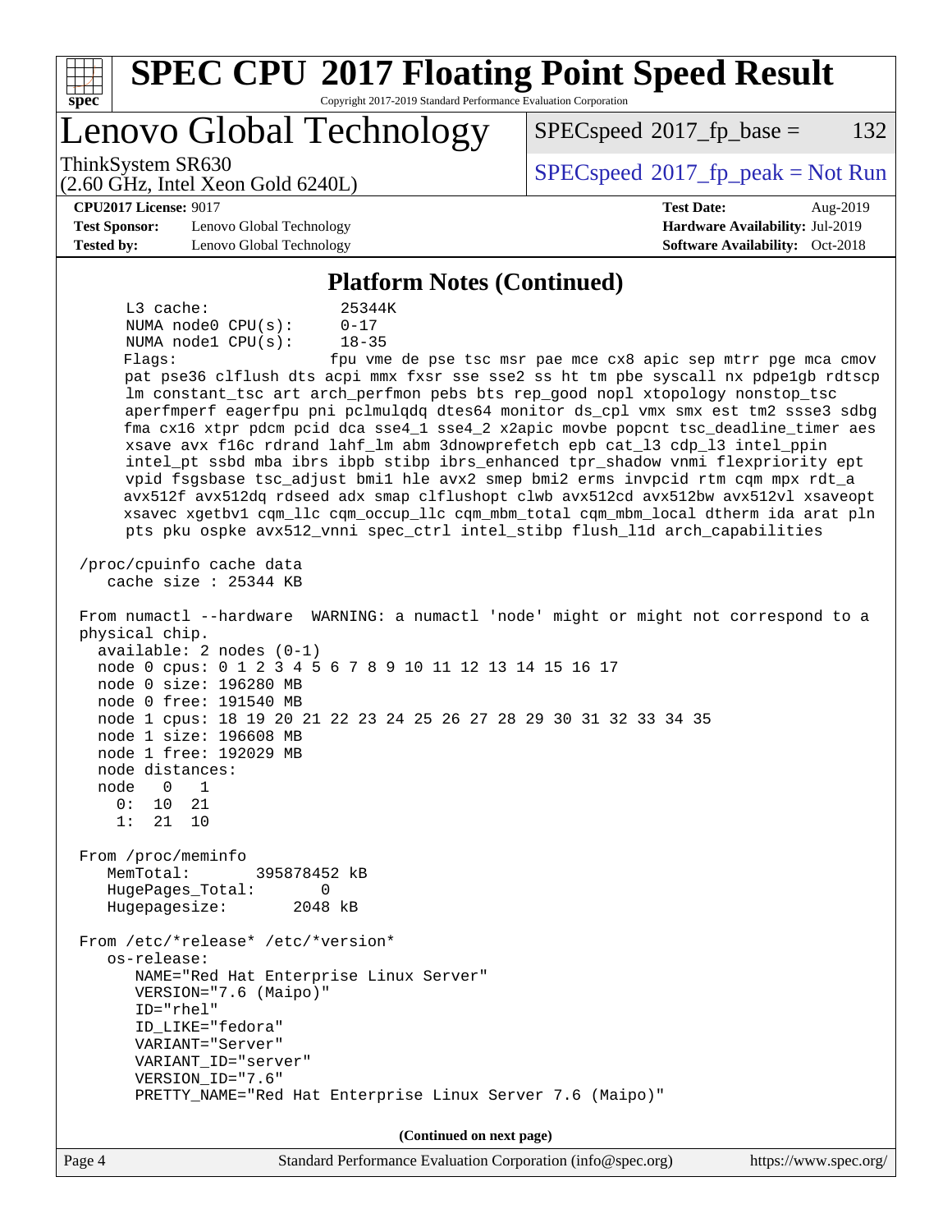## Platform Notes (Continued)

```
     L3 cache:              25344K
     NUMA node0 CPU(s):     0-17
     NUMA node1 CPU(s):     18-35
     Flags:                 fpu vme de pse tsc msr pae mce cx8 apic sep mtrr pge mca cmov
     pat pse36 clflush dts acpi mmx fxsr sse sse2 ss ht tm pbe syscall nx pdpe1gb rdtscp
     lm constant_tsc art arch_perfmon pebs bts rep_good nopl xtopology nonstop_tsc
     aperfmperf eagerfpu pni pclmulqdq dtes64 monitor ds_cpl vmx smx est tm2 ssse3 sdbg
     fma cx16 xtpr pdcm pcid dca sse4_1 sse4_2 x2apic movbe popcnt tsc_deadline_timer aes
     xsave avx f16c rdrand lahf_lm abm 3dnowprefetch epb cat_l3 cdp_l3 intel_ppin
     intel_pt ssbd mba ibrs ibpb stibp ibrs_enhanced tpr_shadow vnmi flexpriority ept
     vpid fsgsbase tsc_adjust bmi1 hle avx2 smep bmi2 erms invpcid rtm cqm mpx rdt_a
     avx512f avx512dq rdseed adx smap clflushopt clwb avx512cd avx512bw avx512vl xsaveopt
     xsavec xgetbv1 cqm_llc cqm_occup_llc cqm_mbm_total cqm_mbm_local dtherm ida arat pln
     pts pku ospke avx512_vnni spec_ctrl intel_stibp flush_l1d arch_capabilities

 /proc/cpuinfo cache data
    cache size : 25344 KB

 From numactl --hardware  WARNING: a numactl 'node' might or might not correspond to a
 physical chip.
   available: 2 nodes (0-1)
   node 0 cpus: 0 1 2 3 4 5 6 7 8 9 10 11 12 13 14 15 16 17
   node 0 size: 196280 MB
   node 0 free: 191540 MB
   node 1 cpus: 18 19 20 21 22 23 24 25 26 27 28 29 30 31 32 33 34 35
   node 1 size: 196608 MB
   node 1 free: 192029 MB
   node distances:
   node   0   1
     0:  10  21
     1:  21  10

 From /proc/meminfo
    MemTotal:       395878452 kB
    HugePages_Total:       0
    Hugepagesize:       2048 kB

 From /etc/*release* /etc/*version*
    os-release:
       NAME="Red Hat Enterprise Linux Server"
       VERSION="7.6 (Maipo)"
       ID="rhel"
       ID_LIKE="fedora"
       VARIANT="Server"
       VARIANT_ID="server"
       VERSION_ID="7.6"
       PRETTY_NAME="Red Hat Enterprise Linux Server 7.6 (Maipo)"
```

**(Continued on next page)**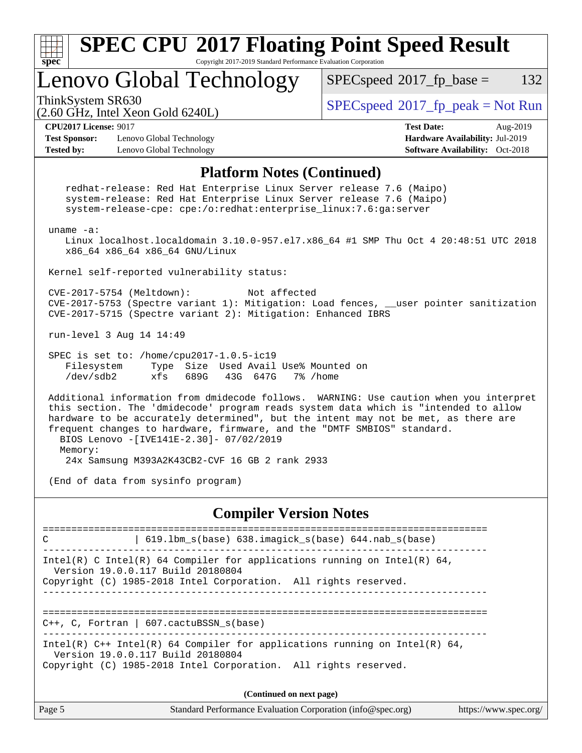# SPEC CPU 2017 Floating Point Speed Result

Copyright 2017-2019 Standard Performance Evaluation Corporation

## Lenovo Global Technology

ThinkSystem SR630
(2.60 GHz, Intel Xeon Gold 6240L)

SPECspeed 2017_fp_base = 132

SPECspeed 2017_fp_peak = Not Run

**CPU2017 License:** 9017
**Test Sponsor:** Lenovo Global Technology
**Tested by:** Lenovo Global Technology

**Test Date:** Aug-2019
**Hardware Availability:** Jul-2019
**Software Availability:** Oct-2018

## Platform Notes (Continued)

```
    redhat-release: Red Hat Enterprise Linux Server release 7.6 (Maipo)
    system-release: Red Hat Enterprise Linux Server release 7.6 (Maipo)
    system-release-cpe: cpe:/o:redhat:enterprise_linux:7.6:ga:server

 uname -a:
    Linux localhost.localdomain 3.10.0-957.el7.x86_64 #1 SMP Thu Oct 4 20:48:51 UTC 2018
    x86_64 x86_64 x86_64 GNU/Linux

 Kernel self-reported vulnerability status:

 CVE-2017-5754 (Meltdown):          Not affected
 CVE-2017-5753 (Spectre variant 1): Mitigation: Load fences, __user pointer sanitization
 CVE-2017-5715 (Spectre variant 2): Mitigation: Enhanced IBRS

 run-level 3 Aug 14 14:49

 SPEC is set to: /home/cpu2017-1.0.5-ic19
    Filesystem     Type  Size  Used Avail Use% Mounted on
    /dev/sdb2      xfs   689G   43G  647G   7% /home

 Additional information from dmidecode follows.  WARNING: Use caution when you interpret
 this section. The 'dmidecode' program reads system data which is "intended to allow
 hardware to be accurately determined", but the intent may not be met, as there are
 frequent changes to hardware, firmware, and the "DMTF SMBIOS" standard.
   BIOS Lenovo -[IVE141E-2.30]- 07/02/2019
   Memory:
    24x Samsung M393A2K43CB2-CVF 16 GB 2 rank 2933

 (End of data from sysinfo program)
```

## Compiler Version Notes

```
==============================================================================
C               | 619.lbm_s(base) 638.imagick_s(base) 644.nab_s(base)
------------------------------------------------------------------------------
Intel(R) C Intel(R) 64 Compiler for applications running on Intel(R) 64,
  Version 19.0.0.117 Build 20180804
Copyright (C) 1985-2018 Intel Corporation.  All rights reserved.
------------------------------------------------------------------------------

==============================================================================
C++, C, Fortran | 607.cactuBSSN_s(base)
------------------------------------------------------------------------------
Intel(R) C++ Intel(R) 64 Compiler for applications running on Intel(R) 64,
  Version 19.0.0.117 Build 20180804
Copyright (C) 1985-2018 Intel Corporation.  All rights reserved.
```

(Continued on next page)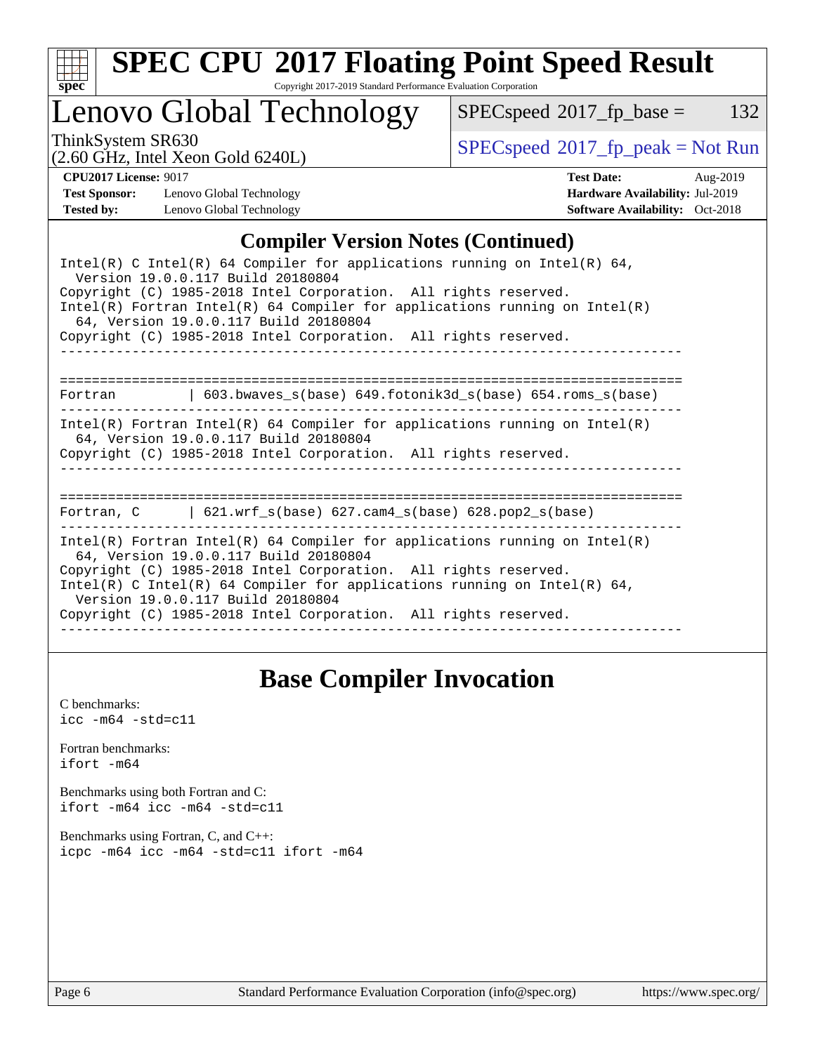# SPEC CPU 2017 Floating Point Speed Result

Copyright 2017-2019 Standard Performance Evaluation Corporation

## Lenovo Global Technology

ThinkSystem SR630
(2.60 GHz, Intel Xeon Gold 6240L)

SPECspeed 2017_fp_base = 132

SPECspeed 2017_fp_peak = Not Run

**CPU2017 License:** 9017
**Test Sponsor:** Lenovo Global Technology
**Tested by:** Lenovo Global Technology

**Test Date:** Aug-2019
**Hardware Availability:** Jul-2019
**Software Availability:** Oct-2018

## Compiler Version Notes (Continued)

```
Intel(R) C Intel(R) 64 Compiler for applications running on Intel(R) 64,
  Version 19.0.0.117 Build 20180804
Copyright (C) 1985-2018 Intel Corporation.  All rights reserved.
Intel(R) Fortran Intel(R) 64 Compiler for applications running on Intel(R)
  64, Version 19.0.0.117 Build 20180804
Copyright (C) 1985-2018 Intel Corporation.  All rights reserved.
------------------------------------------------------------------------------

==============================================================================
Fortran         | 603.bwaves_s(base) 649.fotonik3d_s(base) 654.roms_s(base)
------------------------------------------------------------------------------
Intel(R) Fortran Intel(R) 64 Compiler for applications running on Intel(R)
  64, Version 19.0.0.117 Build 20180804
Copyright (C) 1985-2018 Intel Corporation.  All rights reserved.
------------------------------------------------------------------------------

==============================================================================
Fortran, C      | 621.wrf_s(base) 627.cam4_s(base) 628.pop2_s(base)
------------------------------------------------------------------------------
Intel(R) Fortran Intel(R) 64 Compiler for applications running on Intel(R)
  64, Version 19.0.0.117 Build 20180804
Copyright (C) 1985-2018 Intel Corporation.  All rights reserved.
Intel(R) C Intel(R) 64 Compiler for applications running on Intel(R) 64,
  Version 19.0.0.117 Build 20180804
Copyright (C) 1985-2018 Intel Corporation.  All rights reserved.
------------------------------------------------------------------------------
```

## Base Compiler Invocation

C benchmarks:
`icc -m64 -std=c11`

Fortran benchmarks:
`ifort -m64`

Benchmarks using both Fortran and C:
`ifort -m64 icc -m64 -std=c11`

Benchmarks using Fortran, C, and C++:
`icpc -m64 icc -m64 -std=c11 ifort -m64`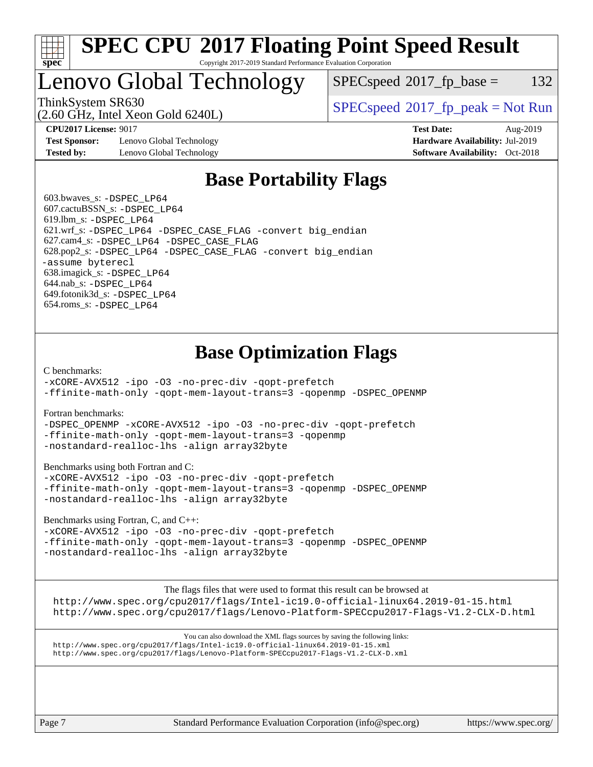# SPEC CPU 2017 Floating Point Speed Result

Copyright 2017-2019 Standard Performance Evaluation Corporation

# Lenovo Global Technology

ThinkSystem SR630
(2.60 GHz, Intel Xeon Gold 6240L)

SPECspeed 2017_fp_base = 132

SPECspeed 2017_fp_peak = Not Run

**CPU2017 License:** 9017
**Test Sponsor:** Lenovo Global Technology
**Tested by:** Lenovo Global Technology

**Test Date:** Aug-2019
**Hardware Availability:** Jul-2019
**Software Availability:** Oct-2018

## Base Portability Flags

603.bwaves_s: -DSPEC_LP64
607.cactuBSSN_s: -DSPEC_LP64
619.lbm_s: -DSPEC_LP64
621.wrf_s: -DSPEC_LP64 -DSPEC_CASE_FLAG -convert big_endian
627.cam4_s: -DSPEC_LP64 -DSPEC_CASE_FLAG
628.pop2_s: -DSPEC_LP64 -DSPEC_CASE_FLAG -convert big_endian -assume byterecl
638.imagick_s: -DSPEC_LP64
644.nab_s: -DSPEC_LP64
649.fotonik3d_s: -DSPEC_LP64
654.roms_s: -DSPEC_LP64

## Base Optimization Flags

C benchmarks:
-xCORE-AVX512 -ipo -O3 -no-prec-div -qopt-prefetch -ffinite-math-only -qopt-mem-layout-trans=3 -qopenmp -DSPEC_OPENMP

Fortran benchmarks:
-DSPEC_OPENMP -xCORE-AVX512 -ipo -O3 -no-prec-div -qopt-prefetch -ffinite-math-only -qopt-mem-layout-trans=3 -qopenmp -nostandard-realloc-lhs -align array32byte

Benchmarks using both Fortran and C:
-xCORE-AVX512 -ipo -O3 -no-prec-div -qopt-prefetch -ffinite-math-only -qopt-mem-layout-trans=3 -qopenmp -DSPEC_OPENMP -nostandard-realloc-lhs -align array32byte

Benchmarks using Fortran, C, and C++:
-xCORE-AVX512 -ipo -O3 -no-prec-div -qopt-prefetch -ffinite-math-only -qopt-mem-layout-trans=3 -qopenmp -DSPEC_OPENMP -nostandard-realloc-lhs -align array32byte

The flags files that were used to format this result can be browsed at
http://www.spec.org/cpu2017/flags/Intel-ic19.0-official-linux64.2019-01-15.html
http://www.spec.org/cpu2017/flags/Lenovo-Platform-SPECcpu2017-Flags-V1.2-CLX-D.html

You can also download the XML flags sources by saving the following links:
http://www.spec.org/cpu2017/flags/Intel-ic19.0-official-linux64.2019-01-15.xml
http://www.spec.org/cpu2017/flags/Lenovo-Platform-SPECcpu2017-Flags-V1.2-CLX-D.xml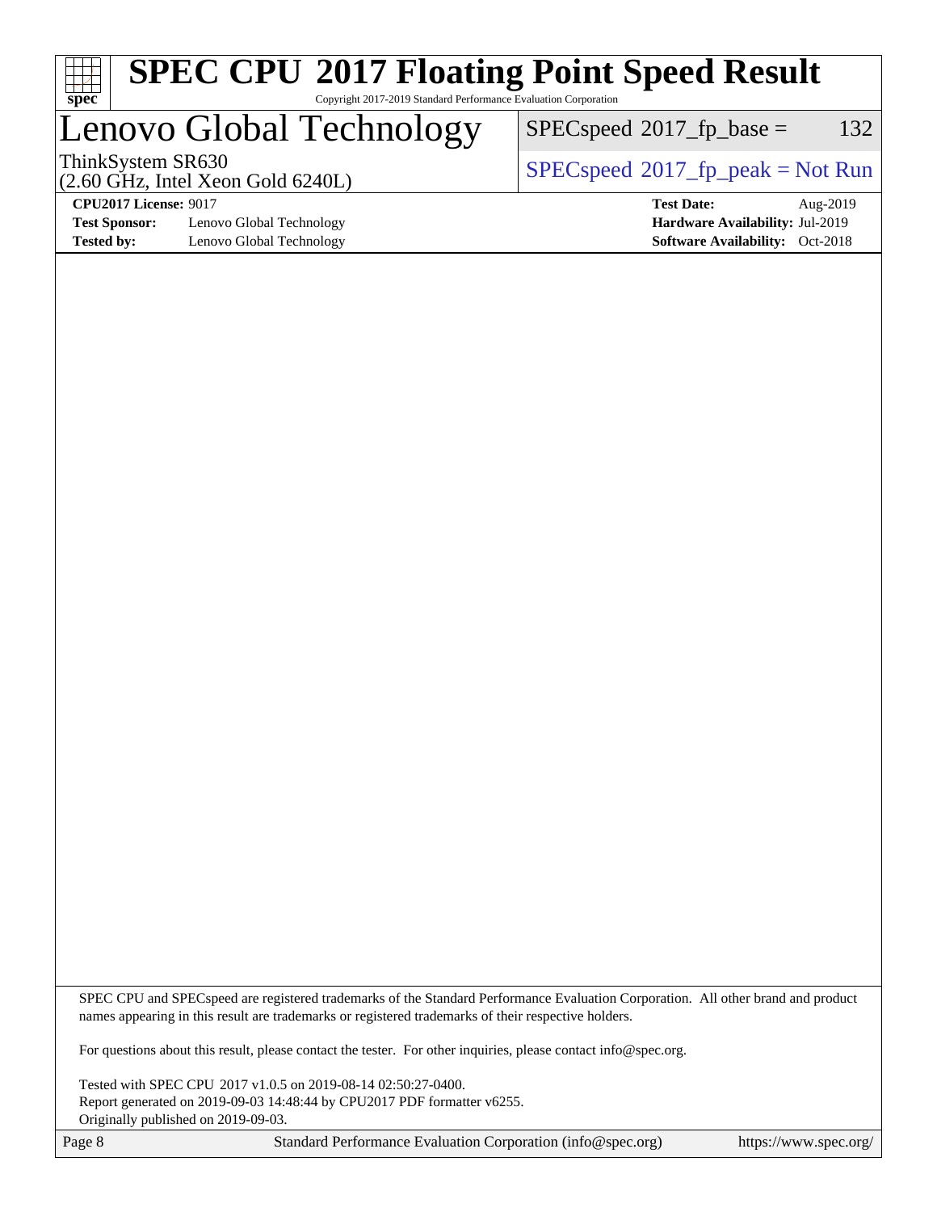SPEC CPU and SPECspeed are registered trademarks of the Standard Performance Evaluation Corporation. All other brand and product names appearing in this result are trademarks or registered trademarks of their respective holders.

For questions about this result, please contact the tester. For other inquiries, please contact info@spec.org.

Tested with SPEC CPU 2017 v1.0.5 on 2019-08-14 02:50:27-0400.
Report generated on 2019-09-03 14:48:44 by CPU2017 PDF formatter v6255.
Originally published on 2019-09-03.